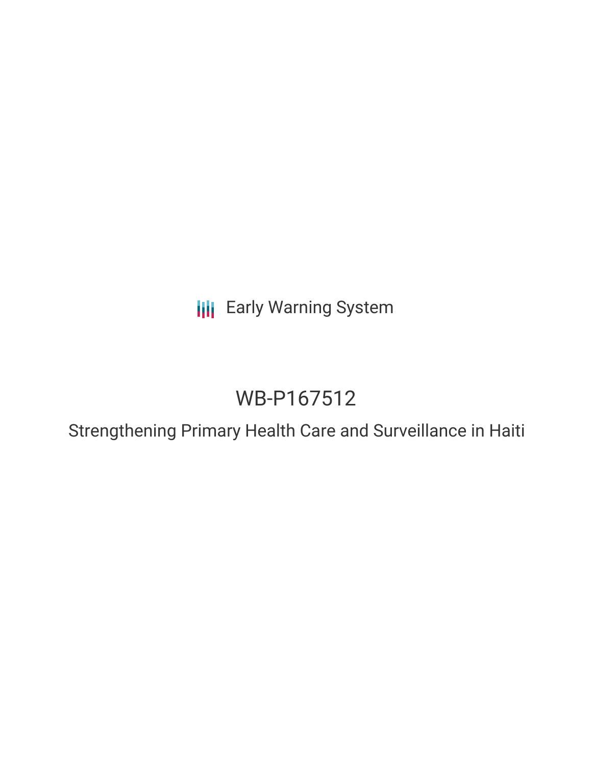Early Warning System

# WB-P167512

## Strengthening Primary Health Care and Surveillance in Haiti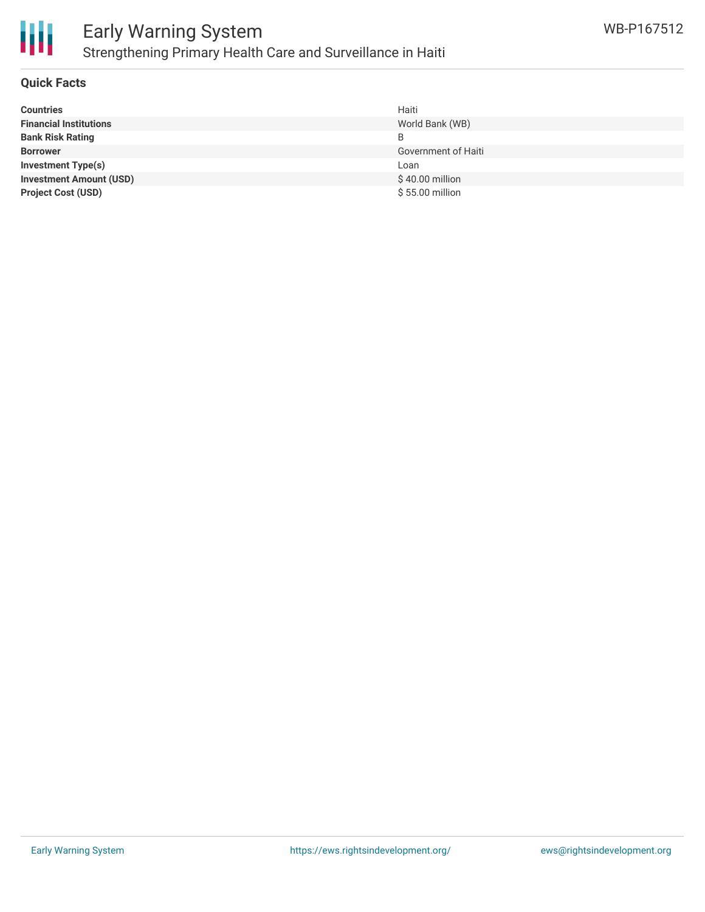## Quick Facts

| | |
|---|---|
| **Countries** | Haiti |
| **Financial Institutions** | World Bank (WB) |
| **Bank Risk Rating** | B |
| **Borrower** | Government of Haiti |
| **Investment Type(s)** | Loan |
| **Investment Amount (USD)** | $ 40.00 million |
| **Project Cost (USD)** | $ 55.00 million |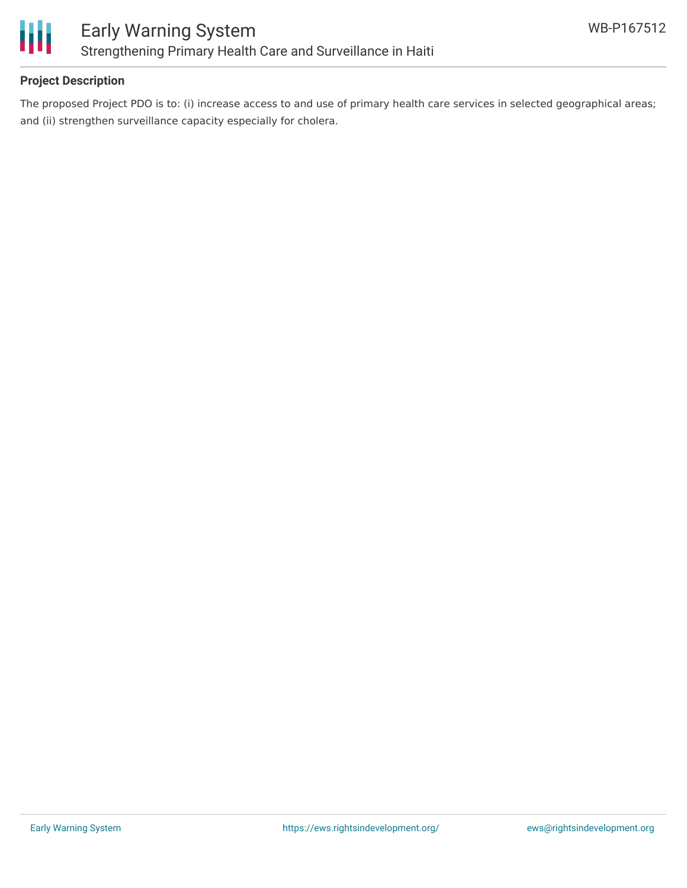## Project Description

The proposed Project PDO is to: (i) increase access to and use of primary health care services in selected geographical areas; and (ii) strengthen surveillance capacity especially for cholera.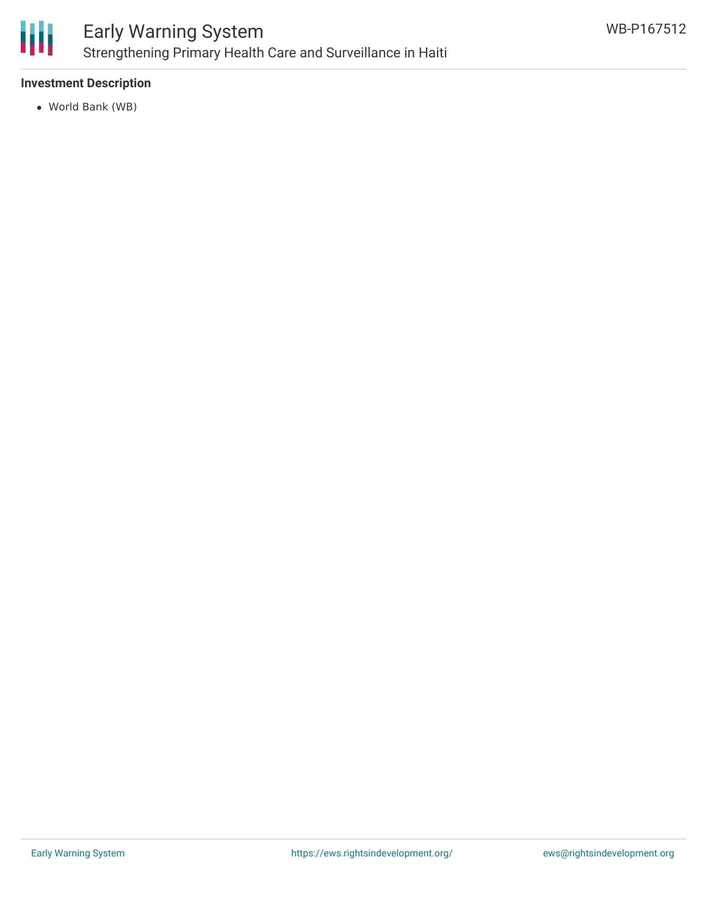**Investment Description**

- World Bank (WB)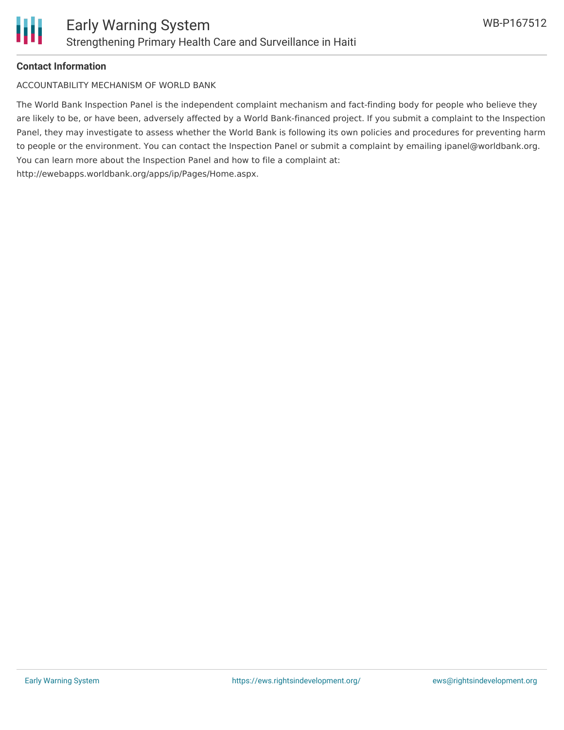**Contact Information**

ACCOUNTABILITY MECHANISM OF WORLD BANK

The World Bank Inspection Panel is the independent complaint mechanism and fact-finding body for people who believe they are likely to be, or have been, adversely affected by a World Bank-financed project. If you submit a complaint to the Inspection Panel, they may investigate to assess whether the World Bank is following its own policies and procedures for preventing harm to people or the environment. You can contact the Inspection Panel or submit a complaint by emailing ipanel@worldbank.org. You can learn more about the Inspection Panel and how to file a complaint at: http://ewebapps.worldbank.org/apps/ip/Pages/Home.aspx.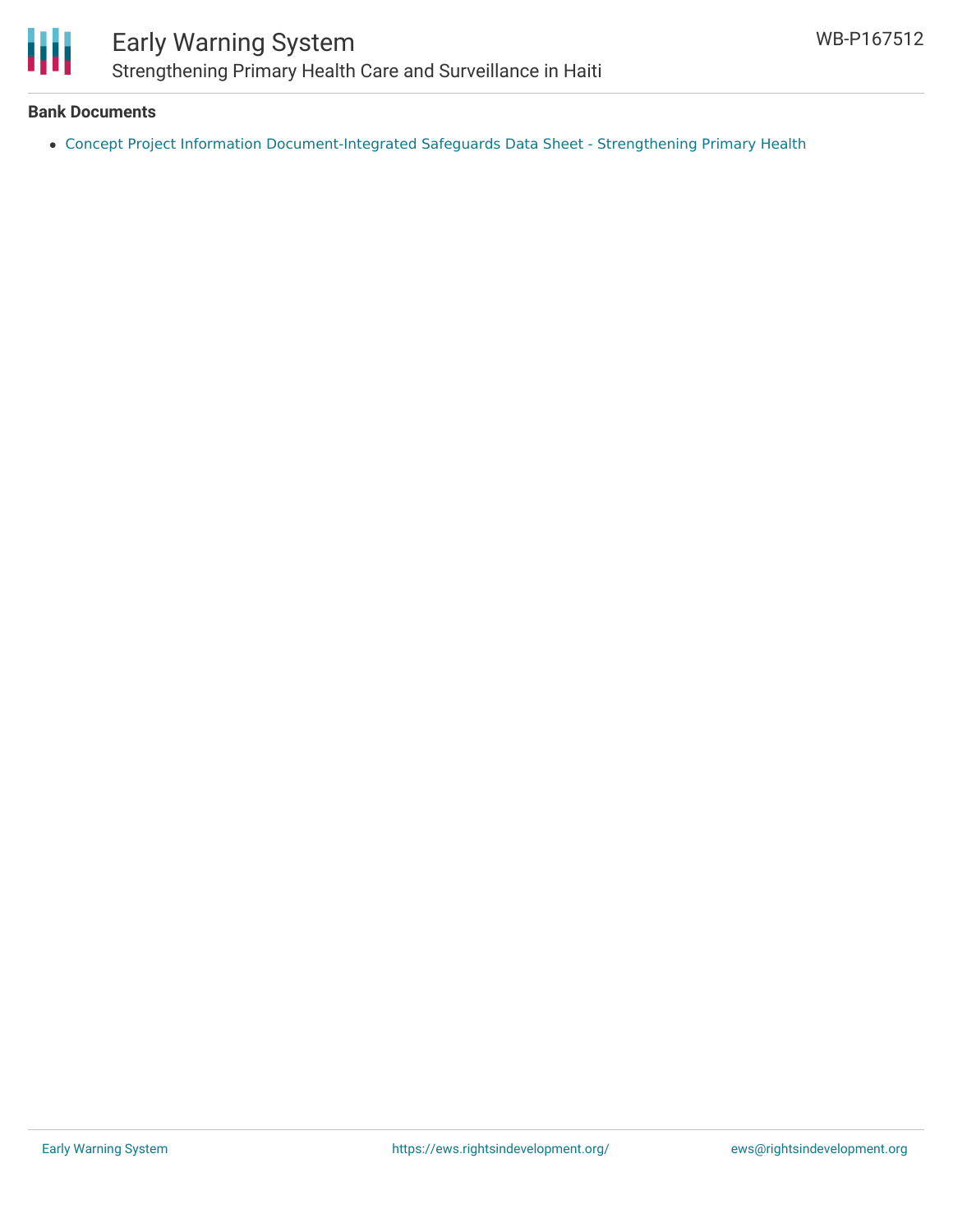**Bank Documents**

- Concept Project Information Document-Integrated Safeguards Data Sheet - Strengthening Primary Health